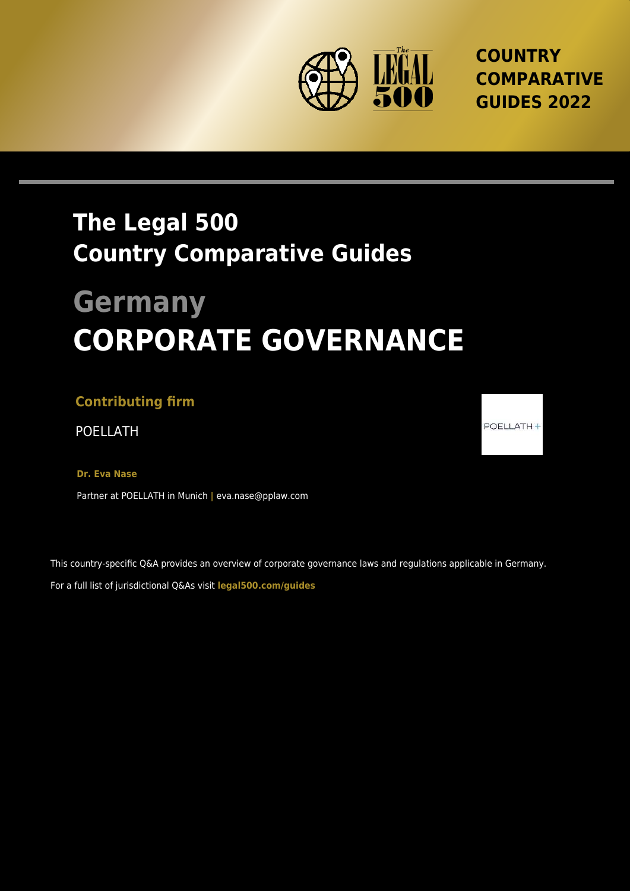**COUNTRY COMPARATIVE GUIDES 2022**

# The Legal 500 Country Comparative Guides

# Germany

# CORPORATE GOVERNANCE

**Contributing firm**

POELLATH

**Dr. Eva Nase**

Partner at POELLATH in Munich | eva.nase@pplaw.com

This country-specific Q&A provides an overview of corporate governance laws and regulations applicable in Germany.

For a full list of jurisdictional Q&As visit **legal500.com/guides**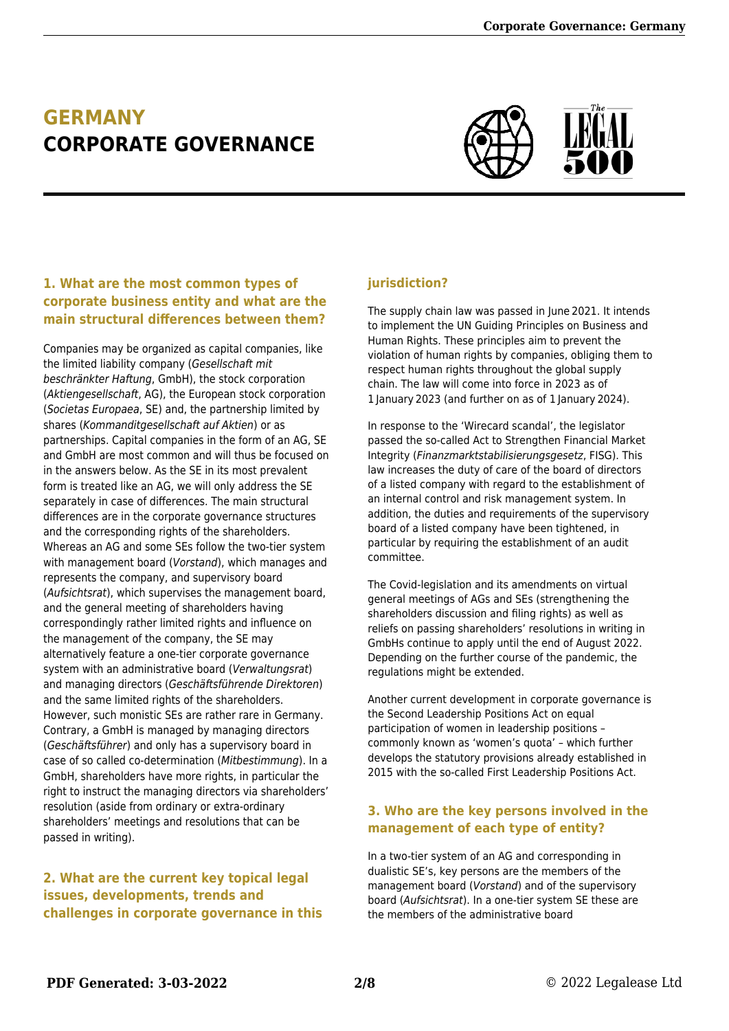# GERMANY
# CORPORATE GOVERNANCE

### 1. What are the most common types of corporate business entity and what are the main structural differences between them?

Companies may be organized as capital companies, like the limited liability company (*Gesellschaft mit beschränkter Haftung*, GmbH), the stock corporation (*Aktiengesellschaft*, AG), the European stock corporation (*Societas Europaea*, SE) and, the partnership limited by shares (*Kommanditgesellschaft auf Aktien*) or as partnerships. Capital companies in the form of an AG, SE and GmbH are most common and will thus be focused on in the answers below. As the SE in its most prevalent form is treated like an AG, we will only address the SE separately in case of differences. The main structural differences are in the corporate governance structures and the corresponding rights of the shareholders. Whereas an AG and some SEs follow the two-tier system with management board (*Vorstand*), which manages and represents the company, and supervisory board (*Aufsichtsrat*), which supervises the management board, and the general meeting of shareholders having correspondingly rather limited rights and influence on the management of the company, the SE may alternatively feature a one-tier corporate governance system with an administrative board (*Verwaltungsrat*) and managing directors (*Geschäftsführende Direktoren*) and the same limited rights of the shareholders. However, such monistic SEs are rather rare in Germany. Contrary, a GmbH is managed by managing directors (*Geschäftsführer*) and only has a supervisory board in case of so called co-determination (*Mitbestimmung*). In a GmbH, shareholders have more rights, in particular the right to instruct the managing directors via shareholders' resolution (aside from ordinary or extra-ordinary shareholders' meetings and resolutions that can be passed in writing).

### 2. What are the current key topical legal issues, developments, trends and challenges in corporate governance in this jurisdiction?

The supply chain law was passed in June 2021. It intends to implement the UN Guiding Principles on Business and Human Rights. These principles aim to prevent the violation of human rights by companies, obliging them to respect human rights throughout the global supply chain. The law will come into force in 2023 as of 1 January 2023 (and further on as of 1 January 2024).

In response to the 'Wirecard scandal', the legislator passed the so-called Act to Strengthen Financial Market Integrity (*Finanzmarktstabilisierungsgesetz*, FISG). This law increases the duty of care of the board of directors of a listed company with regard to the establishment of an internal control and risk management system. In addition, the duties and requirements of the supervisory board of a listed company have been tightened, in particular by requiring the establishment of an audit committee.

The Covid-legislation and its amendments on virtual general meetings of AGs and SEs (strengthening the shareholders discussion and filing rights) as well as reliefs on passing shareholders' resolutions in writing in GmbHs continue to apply until the end of August 2022. Depending on the further course of the pandemic, the regulations might be extended.

Another current development in corporate governance is the Second Leadership Positions Act on equal participation of women in leadership positions – commonly known as 'women's quota' – which further develops the statutory provisions already established in 2015 with the so-called First Leadership Positions Act.

### 3. Who are the key persons involved in the management of each type of entity?

In a two-tier system of an AG and corresponding in dualistic SE's, key persons are the members of the management board (*Vorstand*) and of the supervisory board (*Aufsichtsrat*). In a one-tier system SE these are the members of the administrative board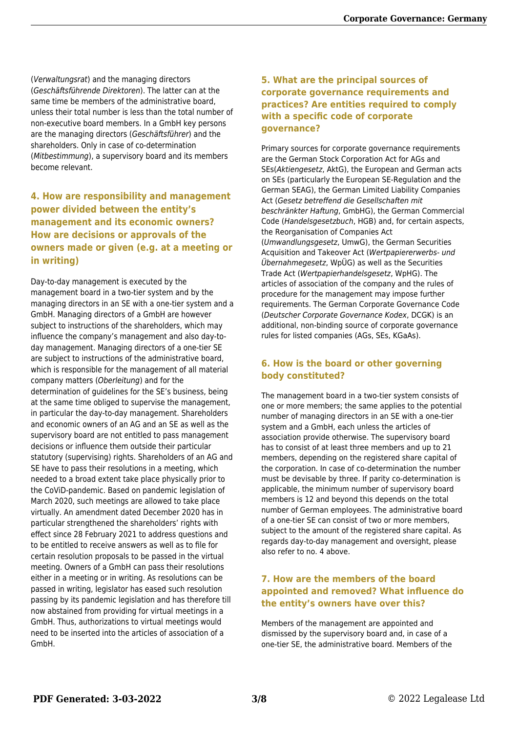(*Verwaltungsrat*) and the managing directors (*Geschäftsführende Direktoren*). The latter can at the same time be members of the administrative board, unless their total number is less than the total number of non-executive board members. In a GmbH key persons are the managing directors (*Geschäftsführer*) and the shareholders. Only in case of co-determination (*Mitbestimmung*), a supervisory board and its members become relevant.

## 4. How are responsibility and management power divided between the entity's management and its economic owners? How are decisions or approvals of the owners made or given (e.g. at a meeting or in writing)

Day-to-day management is executed by the management board in a two-tier system and by the managing directors in an SE with a one-tier system and a GmbH. Managing directors of a GmbH are however subject to instructions of the shareholders, which may influence the company's management and also day-to-day management. Managing directors of a one-tier SE are subject to instructions of the administrative board, which is responsible for the management of all material company matters (*Oberleitung*) and for the determination of guidelines for the SE's business, being at the same time obliged to supervise the management, in particular the day-to-day management. Shareholders and economic owners of an AG and an SE as well as the supervisory board are not entitled to pass management decisions or influence them outside their particular statutory (supervising) rights. Shareholders of an AG and SE have to pass their resolutions in a meeting, which needed to a broad extent take place physically prior to the CoViD-pandemic. Based on pandemic legislation of March 2020, such meetings are allowed to take place virtually. An amendment dated December 2020 has in particular strengthened the shareholders' rights with effect since 28 February 2021 to address questions and to be entitled to receive answers as well as to file for certain resolution proposals to be passed in the virtual meeting. Owners of a GmbH can pass their resolutions either in a meeting or in writing. As resolutions can be passed in writing, legislator has eased such resolution passing by its pandemic legislation and has therefore till now abstained from providing for virtual meetings in a GmbH. Thus, authorizations to virtual meetings would need to be inserted into the articles of association of a GmbH.

## 5. What are the principal sources of corporate governance requirements and practices? Are entities required to comply with a specific code of corporate governance?

Primary sources for corporate governance requirements are the German Stock Corporation Act for AGs and SEs(*Aktiengesetz*, AktG), the European and German acts on SEs (particularly the European SE-Regulation and the German SEAG), the German Limited Liability Companies Act (*Gesetz betreffend die Gesellschaften mit beschränkter Haftung*, GmbHG), the German Commercial Code (*Handelsgesetzbuch*, HGB) and, for certain aspects, the Reorganisation of Companies Act (*Umwandlungsgesetz*, UmwG), the German Securities Acquisition and Takeover Act (*Wertpapiererwerbs- und Übernahmegesetz*, WpÜG) as well as the Securities Trade Act (*Wertpapierhandelsgesetz*, WpHG). The articles of association of the company and the rules of procedure for the management may impose further requirements. The German Corporate Governance Code (*Deutscher Corporate Governance Kodex*, DCGK) is an additional, non-binding source of corporate governance rules for listed companies (AGs, SEs, KGaAs).

## 6. How is the board or other governing body constituted?

The management board in a two-tier system consists of one or more members; the same applies to the potential number of managing directors in an SE with a one-tier system and a GmbH, each unless the articles of association provide otherwise. The supervisory board has to consist of at least three members and up to 21 members, depending on the registered share capital of the corporation. In case of co-determination the number must be devisable by three. If parity co-determination is applicable, the minimum number of supervisory board members is 12 and beyond this depends on the total number of German employees. The administrative board of a one-tier SE can consist of two or more members, subject to the amount of the registered share capital. As regards day-to-day management and oversight, please also refer to no. 4 above.

## 7. How are the members of the board appointed and removed? What influence do the entity's owners have over this?

Members of the management are appointed and dismissed by the supervisory board and, in case of a one-tier SE, the administrative board. Members of the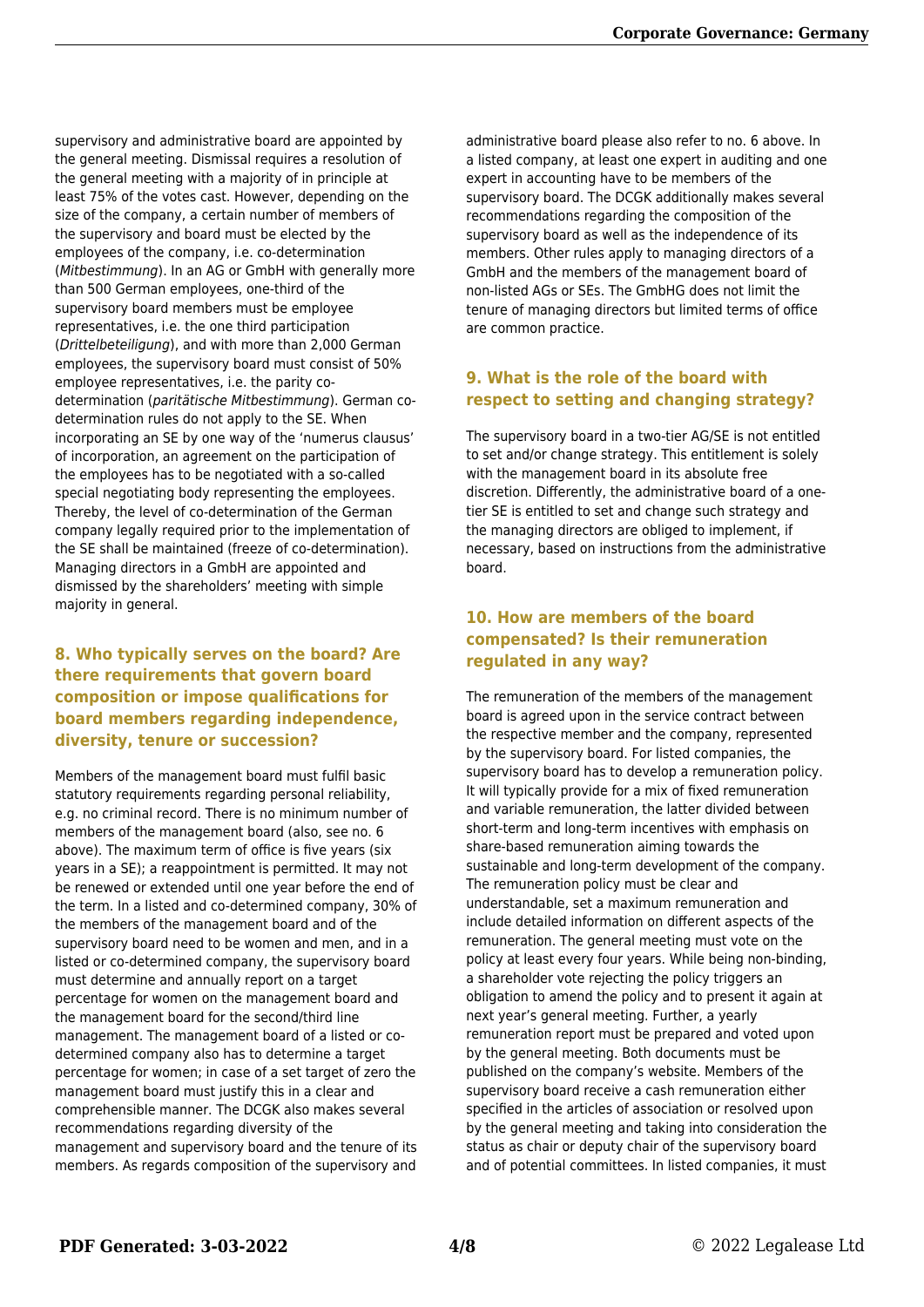supervisory and administrative board are appointed by the general meeting. Dismissal requires a resolution of the general meeting with a majority of in principle at least 75% of the votes cast. However, depending on the size of the company, a certain number of members of the supervisory and board must be elected by the employees of the company, i.e. co-determination (*Mitbestimmung*). In an AG or GmbH with generally more than 500 German employees, one-third of the supervisory board members must be employee representatives, i.e. the one third participation (*Drittelbeteiligung*), and with more than 2,000 German employees, the supervisory board must consist of 50% employee representatives, i.e. the parity co-determination (*paritätische Mitbestimmung*). German co-determination rules do not apply to the SE. When incorporating an SE by one way of the 'numerus clausus' of incorporation, an agreement on the participation of the employees has to be negotiated with a so-called special negotiating body representing the employees. Thereby, the level of co-determination of the German company legally required prior to the implementation of the SE shall be maintained (freeze of co-determination). Managing directors in a GmbH are appointed and dismissed by the shareholders' meeting with simple majority in general.

## 8. Who typically serves on the board? Are there requirements that govern board composition or impose qualifications for board members regarding independence, diversity, tenure or succession?

Members of the management board must fulfil basic statutory requirements regarding personal reliability, e.g. no criminal record. There is no minimum number of members of the management board (also, see no. 6 above). The maximum term of office is five years (six years in a SE); a reappointment is permitted. It may not be renewed or extended until one year before the end of the term. In a listed and co-determined company, 30% of the members of the management board and of the supervisory board need to be women and men, and in a listed or co-determined company, the supervisory board must determine and annually report on a target percentage for women on the management board and the management board for the second/third line management. The management board of a listed or co-determined company also has to determine a target percentage for women; in case of a set target of zero the management board must justify this in a clear and comprehensible manner. The DCGK also makes several recommendations regarding diversity of the management and supervisory board and the tenure of its members. As regards composition of the supervisory and administrative board please also refer to no. 6 above. In a listed company, at least one expert in auditing and one expert in accounting have to be members of the supervisory board. The DCGK additionally makes several recommendations regarding the composition of the supervisory board as well as the independence of its members. Other rules apply to managing directors of a GmbH and the members of the management board of non-listed AGs or SEs. The GmbHG does not limit the tenure of managing directors but limited terms of office are common practice.

## 9. What is the role of the board with respect to setting and changing strategy?

The supervisory board in a two-tier AG/SE is not entitled to set and/or change strategy. This entitlement is solely with the management board in its absolute free discretion. Differently, the administrative board of a one-tier SE is entitled to set and change such strategy and the managing directors are obliged to implement, if necessary, based on instructions from the administrative board.

## 10. How are members of the board compensated? Is their remuneration regulated in any way?

The remuneration of the members of the management board is agreed upon in the service contract between the respective member and the company, represented by the supervisory board. For listed companies, the supervisory board has to develop a remuneration policy. It will typically provide for a mix of fixed remuneration and variable remuneration, the latter divided between short-term and long-term incentives with emphasis on share-based remuneration aiming towards the sustainable and long-term development of the company. The remuneration policy must be clear and understandable, set a maximum remuneration and include detailed information on different aspects of the remuneration. The general meeting must vote on the policy at least every four years. While being non-binding, a shareholder vote rejecting the policy triggers an obligation to amend the policy and to present it again at next year's general meeting. Further, a yearly remuneration report must be prepared and voted upon by the general meeting. Both documents must be published on the company's website. Members of the supervisory board receive a cash remuneration either specified in the articles of association or resolved upon by the general meeting and taking into consideration the status as chair or deputy chair of the supervisory board and of potential committees. In listed companies, it must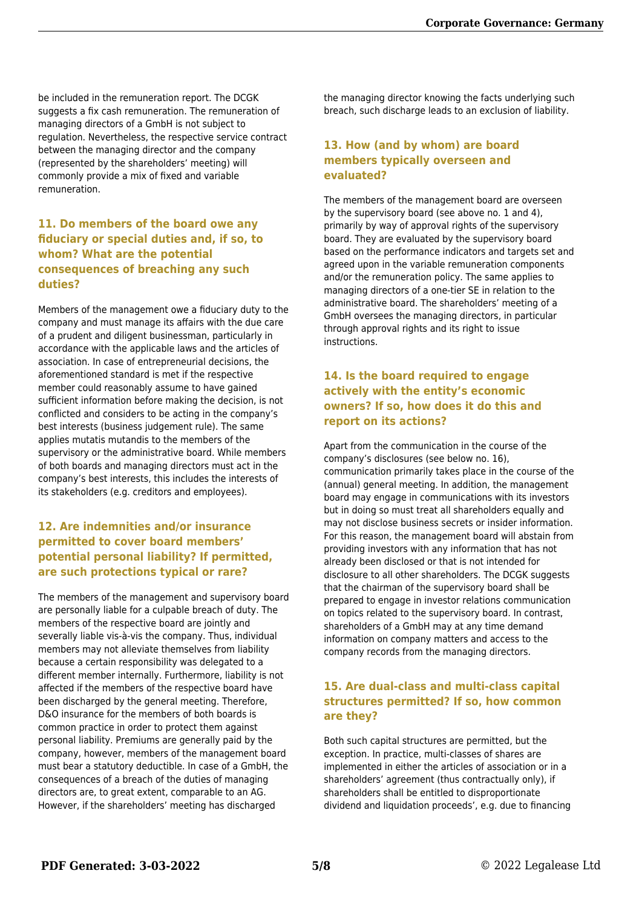be included in the remuneration report. The DCGK suggests a fix cash remuneration. The remuneration of managing directors of a GmbH is not subject to regulation. Nevertheless, the respective service contract between the managing director and the company (represented by the shareholders' meeting) will commonly provide a mix of fixed and variable remuneration.

## 11. Do members of the board owe any fiduciary or special duties and, if so, to whom? What are the potential consequences of breaching any such duties?

Members of the management owe a fiduciary duty to the company and must manage its affairs with the due care of a prudent and diligent businessman, particularly in accordance with the applicable laws and the articles of association. In case of entrepreneurial decisions, the aforementioned standard is met if the respective member could reasonably assume to have gained sufficient information before making the decision, is not conflicted and considers to be acting in the company's best interests (business judgement rule). The same applies mutatis mutandis to the members of the supervisory or the administrative board. While members of both boards and managing directors must act in the company's best interests, this includes the interests of its stakeholders (e.g. creditors and employees).

## 12. Are indemnities and/or insurance permitted to cover board members' potential personal liability? If permitted, are such protections typical or rare?

The members of the management and supervisory board are personally liable for a culpable breach of duty. The members of the respective board are jointly and severally liable vis-à-vis the company. Thus, individual members may not alleviate themselves from liability because a certain responsibility was delegated to a different member internally. Furthermore, liability is not affected if the members of the respective board have been discharged by the general meeting. Therefore, D&O insurance for the members of both boards is common practice in order to protect them against personal liability. Premiums are generally paid by the company, however, members of the management board must bear a statutory deductible. In case of a GmbH, the consequences of a breach of the duties of managing directors are, to great extent, comparable to an AG. However, if the shareholders' meeting has discharged the managing director knowing the facts underlying such breach, such discharge leads to an exclusion of liability.

## 13. How (and by whom) are board members typically overseen and evaluated?

The members of the management board are overseen by the supervisory board (see above no. 1 and 4), primarily by way of approval rights of the supervisory board. They are evaluated by the supervisory board based on the performance indicators and targets set and agreed upon in the variable remuneration components and/or the remuneration policy. The same applies to managing directors of a one-tier SE in relation to the administrative board. The shareholders' meeting of a GmbH oversees the managing directors, in particular through approval rights and its right to issue instructions.

## 14. Is the board required to engage actively with the entity's economic owners? If so, how does it do this and report on its actions?

Apart from the communication in the course of the company's disclosures (see below no. 16), communication primarily takes place in the course of the (annual) general meeting. In addition, the management board may engage in communications with its investors but in doing so must treat all shareholders equally and may not disclose business secrets or insider information. For this reason, the management board will abstain from providing investors with any information that has not already been disclosed or that is not intended for disclosure to all other shareholders. The DCGK suggests that the chairman of the supervisory board shall be prepared to engage in investor relations communication on topics related to the supervisory board. In contrast, shareholders of a GmbH may at any time demand information on company matters and access to the company records from the managing directors.

## 15. Are dual-class and multi-class capital structures permitted? If so, how common are they?

Both such capital structures are permitted, but the exception. In practice, multi-classes of shares are implemented in either the articles of association or in a shareholders' agreement (thus contractually only), if shareholders shall be entitled to disproportionate dividend and liquidation proceeds', e.g. due to financing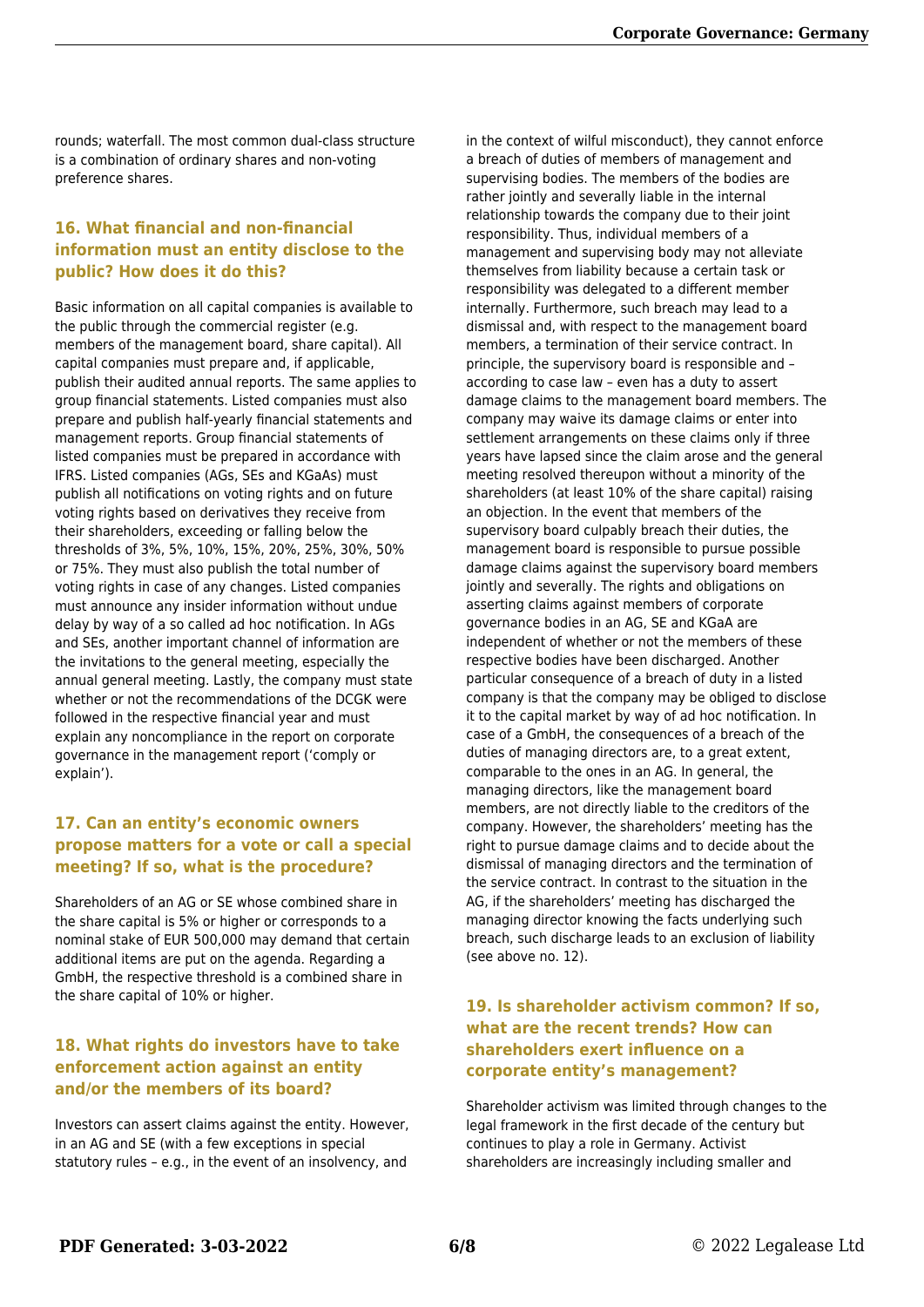rounds; waterfall. The most common dual-class structure is a combination of ordinary shares and non-voting preference shares.

## 16. What financial and non-financial information must an entity disclose to the public? How does it do this?

Basic information on all capital companies is available to the public through the commercial register (e.g. members of the management board, share capital). All capital companies must prepare and, if applicable, publish their audited annual reports. The same applies to group financial statements. Listed companies must also prepare and publish half-yearly financial statements and management reports. Group financial statements of listed companies must be prepared in accordance with IFRS. Listed companies (AGs, SEs and KGaAs) must publish all notifications on voting rights and on future voting rights based on derivatives they receive from their shareholders, exceeding or falling below the thresholds of 3%, 5%, 10%, 15%, 20%, 25%, 30%, 50% or 75%. They must also publish the total number of voting rights in case of any changes. Listed companies must announce any insider information without undue delay by way of a so called ad hoc notification. In AGs and SEs, another important channel of information are the invitations to the general meeting, especially the annual general meeting. Lastly, the company must state whether or not the recommendations of the DCGK were followed in the respective financial year and must explain any noncompliance in the report on corporate governance in the management report ('comply or explain').

## 17. Can an entity's economic owners propose matters for a vote or call a special meeting? If so, what is the procedure?

Shareholders of an AG or SE whose combined share in the share capital is 5% or higher or corresponds to a nominal stake of EUR 500,000 may demand that certain additional items are put on the agenda. Regarding a GmbH, the respective threshold is a combined share in the share capital of 10% or higher.

## 18. What rights do investors have to take enforcement action against an entity and/or the members of its board?

Investors can assert claims against the entity. However, in an AG and SE (with a few exceptions in special statutory rules – e.g., in the event of an insolvency, and in the context of wilful misconduct), they cannot enforce a breach of duties of members of management and supervising bodies. The members of the bodies are rather jointly and severally liable in the internal relationship towards the company due to their joint responsibility. Thus, individual members of a management and supervising body may not alleviate themselves from liability because a certain task or responsibility was delegated to a different member internally. Furthermore, such breach may lead to a dismissal and, with respect to the management board members, a termination of their service contract. In principle, the supervisory board is responsible and – according to case law – even has a duty to assert damage claims to the management board members. The company may waive its damage claims or enter into settlement arrangements on these claims only if three years have lapsed since the claim arose and the general meeting resolved thereupon without a minority of the shareholders (at least 10% of the share capital) raising an objection. In the event that members of the supervisory board culpably breach their duties, the management board is responsible to pursue possible damage claims against the supervisory board members jointly and severally. The rights and obligations on asserting claims against members of corporate governance bodies in an AG, SE and KGaA are independent of whether or not the members of these respective bodies have been discharged. Another particular consequence of a breach of duty in a listed company is that the company may be obliged to disclose it to the capital market by way of ad hoc notification. In case of a GmbH, the consequences of a breach of the duties of managing directors are, to a great extent, comparable to the ones in an AG. In general, the managing directors, like the management board members, are not directly liable to the creditors of the company. However, the shareholders' meeting has the right to pursue damage claims and to decide about the dismissal of managing directors and the termination of the service contract. In contrast to the situation in the AG, if the shareholders' meeting has discharged the managing director knowing the facts underlying such breach, such discharge leads to an exclusion of liability (see above no. 12).

## 19. Is shareholder activism common? If so, what are the recent trends? How can shareholders exert influence on a corporate entity's management?

Shareholder activism was limited through changes to the legal framework in the first decade of the century but continues to play a role in Germany. Activist shareholders are increasingly including smaller and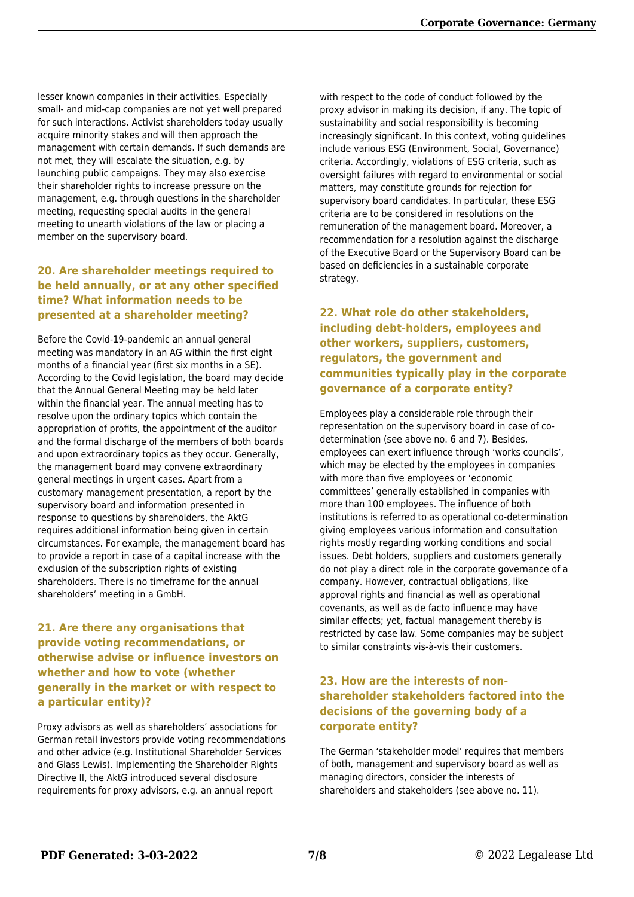lesser known companies in their activities. Especially small- and mid-cap companies are not yet well prepared for such interactions. Activist shareholders today usually acquire minority stakes and will then approach the management with certain demands. If such demands are not met, they will escalate the situation, e.g. by launching public campaigns. They may also exercise their shareholder rights to increase pressure on the management, e.g. through questions in the shareholder meeting, requesting special audits in the general meeting to unearth violations of the law or placing a member on the supervisory board.

### 20. Are shareholder meetings required to be held annually, or at any other specified time? What information needs to be presented at a shareholder meeting?

Before the Covid-19-pandemic an annual general meeting was mandatory in an AG within the first eight months of a financial year (first six months in a SE). According to the Covid legislation, the board may decide that the Annual General Meeting may be held later within the financial year. The annual meeting has to resolve upon the ordinary topics which contain the appropriation of profits, the appointment of the auditor and the formal discharge of the members of both boards and upon extraordinary topics as they occur. Generally, the management board may convene extraordinary general meetings in urgent cases. Apart from a customary management presentation, a report by the supervisory board and information presented in response to questions by shareholders, the AktG requires additional information being given in certain circumstances. For example, the management board has to provide a report in case of a capital increase with the exclusion of the subscription rights of existing shareholders. There is no timeframe for the annual shareholders' meeting in a GmbH.

### 21. Are there any organisations that provide voting recommendations, or otherwise advise or influence investors on whether and how to vote (whether generally in the market or with respect to a particular entity)?

Proxy advisors as well as shareholders' associations for German retail investors provide voting recommendations and other advice (e.g. Institutional Shareholder Services and Glass Lewis). Implementing the Shareholder Rights Directive II, the AktG introduced several disclosure requirements for proxy advisors, e.g. an annual report with respect to the code of conduct followed by the proxy advisor in making its decision, if any. The topic of sustainability and social responsibility is becoming increasingly significant. In this context, voting guidelines include various ESG (Environment, Social, Governance) criteria. Accordingly, violations of ESG criteria, such as oversight failures with regard to environmental or social matters, may constitute grounds for rejection for supervisory board candidates. In particular, these ESG criteria are to be considered in resolutions on the remuneration of the management board. Moreover, a recommendation for a resolution against the discharge of the Executive Board or the Supervisory Board can be based on deficiencies in a sustainable corporate strategy.

### 22. What role do other stakeholders, including debt-holders, employees and other workers, suppliers, customers, regulators, the government and communities typically play in the corporate governance of a corporate entity?

Employees play a considerable role through their representation on the supervisory board in case of co-determination (see above no. 6 and 7). Besides, employees can exert influence through 'works councils', which may be elected by the employees in companies with more than five employees or 'economic committees' generally established in companies with more than 100 employees. The influence of both institutions is referred to as operational co-determination giving employees various information and consultation rights mostly regarding working conditions and social issues. Debt holders, suppliers and customers generally do not play a direct role in the corporate governance of a company. However, contractual obligations, like approval rights and financial as well as operational covenants, as well as de facto influence may have similar effects; yet, factual management thereby is restricted by case law. Some companies may be subject to similar constraints vis-à-vis their customers.

### 23. How are the interests of non-shareholder stakeholders factored into the decisions of the governing body of a corporate entity?

The German 'stakeholder model' requires that members of both, management and supervisory board as well as managing directors, consider the interests of shareholders and stakeholders (see above no. 11).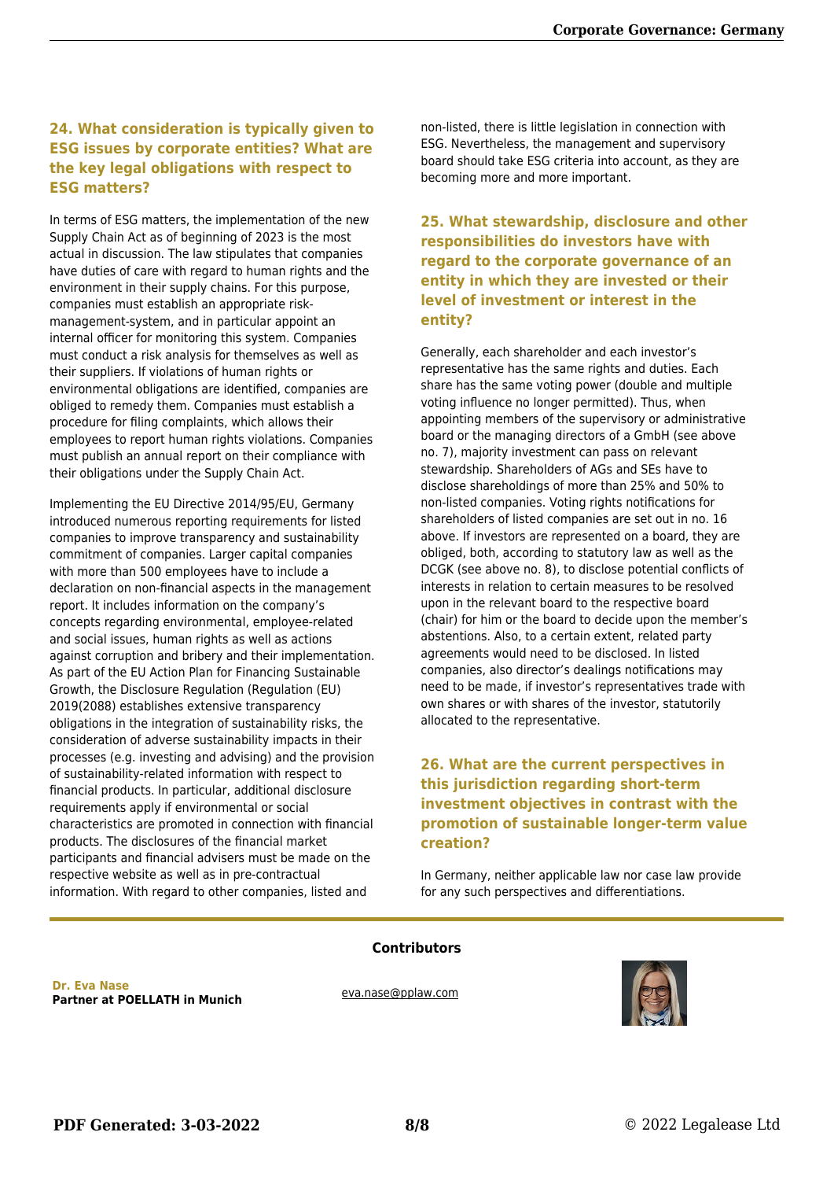## 24. What consideration is typically given to ESG issues by corporate entities? What are the key legal obligations with respect to ESG matters?

In terms of ESG matters, the implementation of the new Supply Chain Act as of beginning of 2023 is the most actual in discussion. The law stipulates that companies have duties of care with regard to human rights and the environment in their supply chains. For this purpose, companies must establish an appropriate risk-management-system, and in particular appoint an internal officer for monitoring this system. Companies must conduct a risk analysis for themselves as well as their suppliers. If violations of human rights or environmental obligations are identified, companies are obliged to remedy them. Companies must establish a procedure for filing complaints, which allows their employees to report human rights violations. Companies must publish an annual report on their compliance with their obligations under the Supply Chain Act.

Implementing the EU Directive 2014/95/EU, Germany introduced numerous reporting requirements for listed companies to improve transparency and sustainability commitment of companies. Larger capital companies with more than 500 employees have to include a declaration on non-financial aspects in the management report. It includes information on the company's concepts regarding environmental, employee-related and social issues, human rights as well as actions against corruption and bribery and their implementation. As part of the EU Action Plan for Financing Sustainable Growth, the Disclosure Regulation (Regulation (EU) 2019(2088) establishes extensive transparency obligations in the integration of sustainability risks, the consideration of adverse sustainability impacts in their processes (e.g. investing and advising) and the provision of sustainability-related information with respect to financial products. In particular, additional disclosure requirements apply if environmental or social characteristics are promoted in connection with financial products. The disclosures of the financial market participants and financial advisers must be made on the respective website as well as in pre-contractual information. With regard to other companies, listed and non-listed, there is little legislation in connection with ESG. Nevertheless, the management and supervisory board should take ESG criteria into account, as they are becoming more and more important.

## 25. What stewardship, disclosure and other responsibilities do investors have with regard to the corporate governance of an entity in which they are invested or their level of investment or interest in the entity?

Generally, each shareholder and each investor's representative has the same rights and duties. Each share has the same voting power (double and multiple voting influence no longer permitted). Thus, when appointing members of the supervisory or administrative board or the managing directors of a GmbH (see above no. 7), majority investment can pass on relevant stewardship. Shareholders of AGs and SEs have to disclose shareholdings of more than 25% and 50% to non-listed companies. Voting rights notifications for shareholders of listed companies are set out in no. 16 above. If investors are represented on a board, they are obliged, both, according to statutory law as well as the DCGK (see above no. 8), to disclose potential conflicts of interests in relation to certain measures to be resolved upon in the relevant board to the respective board (chair) for him or the board to decide upon the member's abstentions. Also, to a certain extent, related party agreements would need to be disclosed. In listed companies, also director's dealings notifications may need to be made, if investor's representatives trade with own shares or with shares of the investor, statutorily allocated to the representative.

## 26. What are the current perspectives in this jurisdiction regarding short-term investment objectives in contrast with the promotion of sustainable longer-term value creation?

In Germany, neither applicable law nor case law provide for any such perspectives and differentiations.

### Contributors

**Dr. Eva Nase**
**Partner at POELLATH in Munich**

eva.nase@pplaw.com